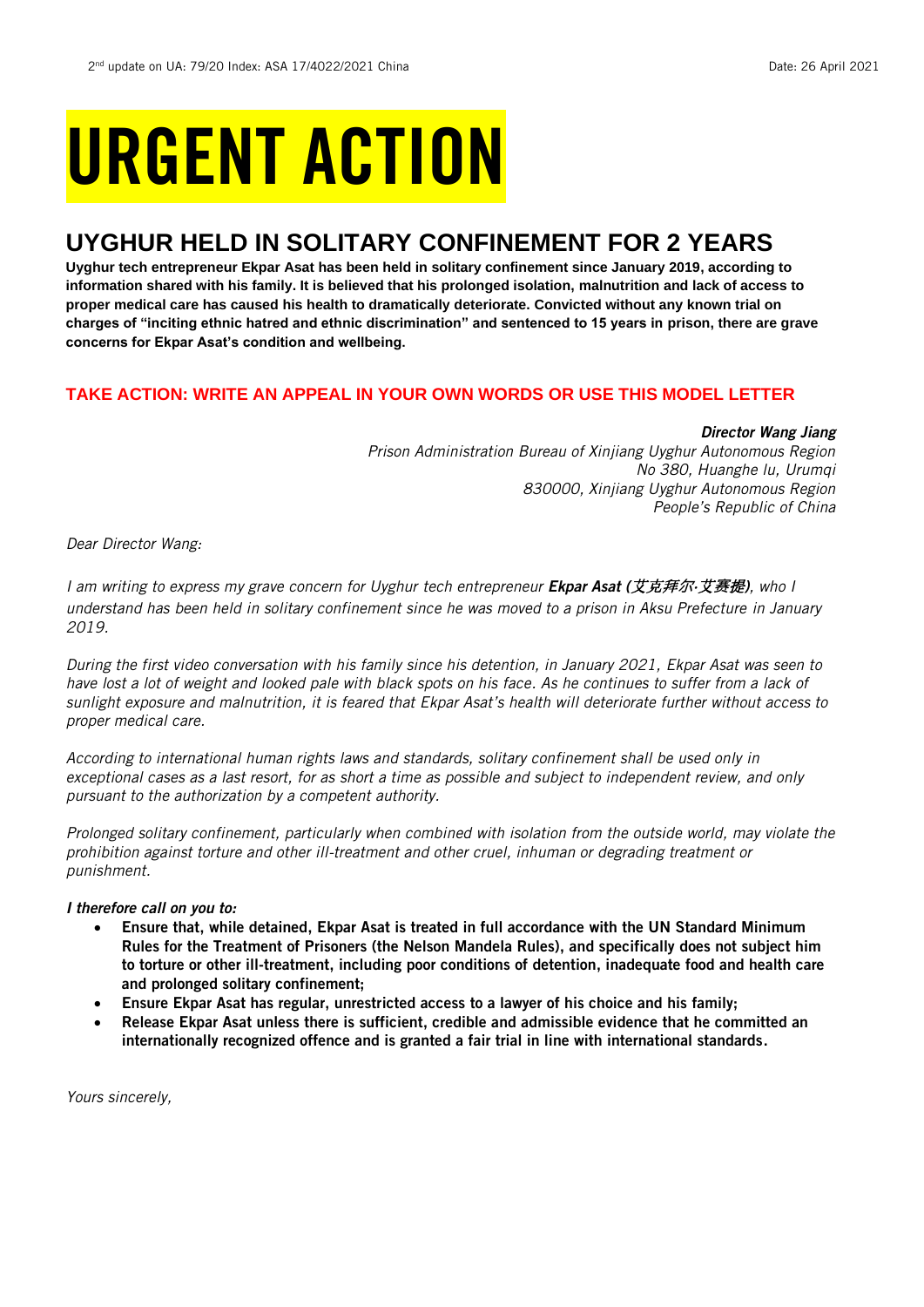# URGENT ACTION

## UYGHUR HELD IN SOLITARY CONFINEMENT FOR 2 YEARS

**Uyghur tech entrepreneur Ekpar Asat has been held in solitary confinement since January 2019, according to information shared with his family. It is believed that his prolonged isolation, malnutrition and lack of access to proper medical care has caused his health to dramatically deteriorate. Convicted without any known trial on charges of "inciting ethnic hatred and ethnic discrimination" and sentenced to 15 years in prison, there are grave concerns for Ekpar Asat's condition and wellbeing.**

### TAKE ACTION: WRITE AN APPEAL IN YOUR OWN WORDS OR USE THIS MODEL LETTER

***Director Wang Jiang***
*Prison Administration Bureau of Xinjiang Uyghur Autonomous Region*
*No 380, Huanghe lu, Urumqi*
*830000, Xinjiang Uyghur Autonomous Region*
*People's Republic of China*

*Dear Director Wang:*

*I am writing to express my grave concern for Uyghur tech entrepreneur* ***Ekpar Asat (艾克拜尔·艾赛提)****, who I understand has been held in solitary confinement since he was moved to a prison in Aksu Prefecture in January 2019.*

*During the first video conversation with his family since his detention, in January 2021, Ekpar Asat was seen to have lost a lot of weight and looked pale with black spots on his face. As he continues to suffer from a lack of sunlight exposure and malnutrition, it is feared that Ekpar Asat's health will deteriorate further without access to proper medical care.*

*According to international human rights laws and standards, solitary confinement shall be used only in exceptional cases as a last resort, for as short a time as possible and subject to independent review, and only pursuant to the authorization by a competent authority.*

*Prolonged solitary confinement, particularly when combined with isolation from the outside world, may violate the prohibition against torture and other ill-treatment and other cruel, inhuman or degrading treatment or punishment.*

***I therefore call on you to:***

- **Ensure that, while detained, Ekpar Asat is treated in full accordance with the UN Standard Minimum Rules for the Treatment of Prisoners (the Nelson Mandela Rules), and specifically does not subject him to torture or other ill-treatment, including poor conditions of detention, inadequate food and health care and prolonged solitary confinement;**
- **Ensure Ekpar Asat has regular, unrestricted access to a lawyer of his choice and his family;**
- **Release Ekpar Asat unless there is sufficient, credible and admissible evidence that he committed an internationally recognized offence and is granted a fair trial in line with international standards.**

*Yours sincerely,*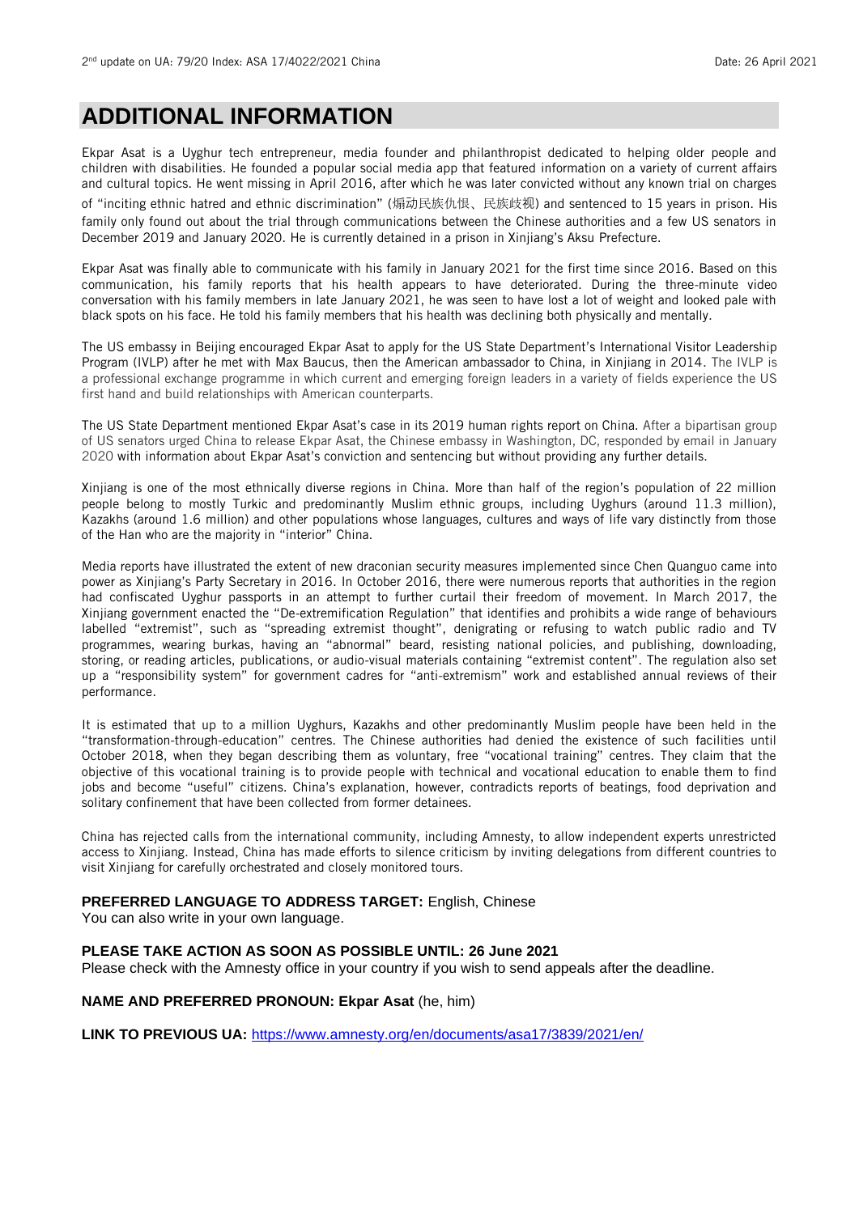# ADDITIONAL INFORMATION

Ekpar Asat is a Uyghur tech entrepreneur, media founder and philanthropist dedicated to helping older people and children with disabilities. He founded a popular social media app that featured information on a variety of current affairs and cultural topics. He went missing in April 2016, after which he was later convicted without any known trial on charges of "inciting ethnic hatred and ethnic discrimination" (煽动民族仇恨、民族歧视) and sentenced to 15 years in prison. His family only found out about the trial through communications between the Chinese authorities and a few US senators in December 2019 and January 2020. He is currently detained in a prison in Xinjiang's Aksu Prefecture.

Ekpar Asat was finally able to communicate with his family in January 2021 for the first time since 2016. Based on this communication, his family reports that his health appears to have deteriorated. During the three-minute video conversation with his family members in late January 2021, he was seen to have lost a lot of weight and looked pale with black spots on his face. He told his family members that his health was declining both physically and mentally.

The US embassy in Beijing encouraged Ekpar Asat to apply for the US State Department's International Visitor Leadership Program (IVLP) after he met with Max Baucus, then the American ambassador to China, in Xinjiang in 2014. The IVLP is a professional exchange programme in which current and emerging foreign leaders in a variety of fields experience the US first hand and build relationships with American counterparts.

The US State Department mentioned Ekpar Asat's case in its 2019 human rights report on China. After a bipartisan group of US senators urged China to release Ekpar Asat, the Chinese embassy in Washington, DC, responded by email in January 2020 with information about Ekpar Asat's conviction and sentencing but without providing any further details.

Xinjiang is one of the most ethnically diverse regions in China. More than half of the region's population of 22 million people belong to mostly Turkic and predominantly Muslim ethnic groups, including Uyghurs (around 11.3 million), Kazakhs (around 1.6 million) and other populations whose languages, cultures and ways of life vary distinctly from those of the Han who are the majority in "interior" China.

Media reports have illustrated the extent of new draconian security measures implemented since Chen Quanguo came into power as Xinjiang's Party Secretary in 2016. In October 2016, there were numerous reports that authorities in the region had confiscated Uyghur passports in an attempt to further curtail their freedom of movement. In March 2017, the Xinjiang government enacted the "De-extremification Regulation" that identifies and prohibits a wide range of behaviours labelled "extremist", such as "spreading extremist thought", denigrating or refusing to watch public radio and TV programmes, wearing burkas, having an "abnormal" beard, resisting national policies, and publishing, downloading, storing, or reading articles, publications, or audio-visual materials containing "extremist content". The regulation also set up a "responsibility system" for government cadres for "anti-extremism" work and established annual reviews of their performance.

It is estimated that up to a million Uyghurs, Kazakhs and other predominantly Muslim people have been held in the "transformation-through-education" centres. The Chinese authorities had denied the existence of such facilities until October 2018, when they began describing them as voluntary, free "vocational training" centres. They claim that the objective of this vocational training is to provide people with technical and vocational education to enable them to find jobs and become "useful" citizens. China's explanation, however, contradicts reports of beatings, food deprivation and solitary confinement that have been collected from former detainees.

China has rejected calls from the international community, including Amnesty, to allow independent experts unrestricted access to Xinjiang. Instead, China has made efforts to silence criticism by inviting delegations from different countries to visit Xinjiang for carefully orchestrated and closely monitored tours.

**PREFERRED LANGUAGE TO ADDRESS TARGET:** English, Chinese
You can also write in your own language.

**PLEASE TAKE ACTION AS SOON AS POSSIBLE UNTIL: 26 June 2021**
Please check with the Amnesty office in your country if you wish to send appeals after the deadline.

**NAME AND PREFERRED PRONOUN: Ekpar Asat** (he, him)

**LINK TO PREVIOUS UA:** https://www.amnesty.org/en/documents/asa17/3839/2021/en/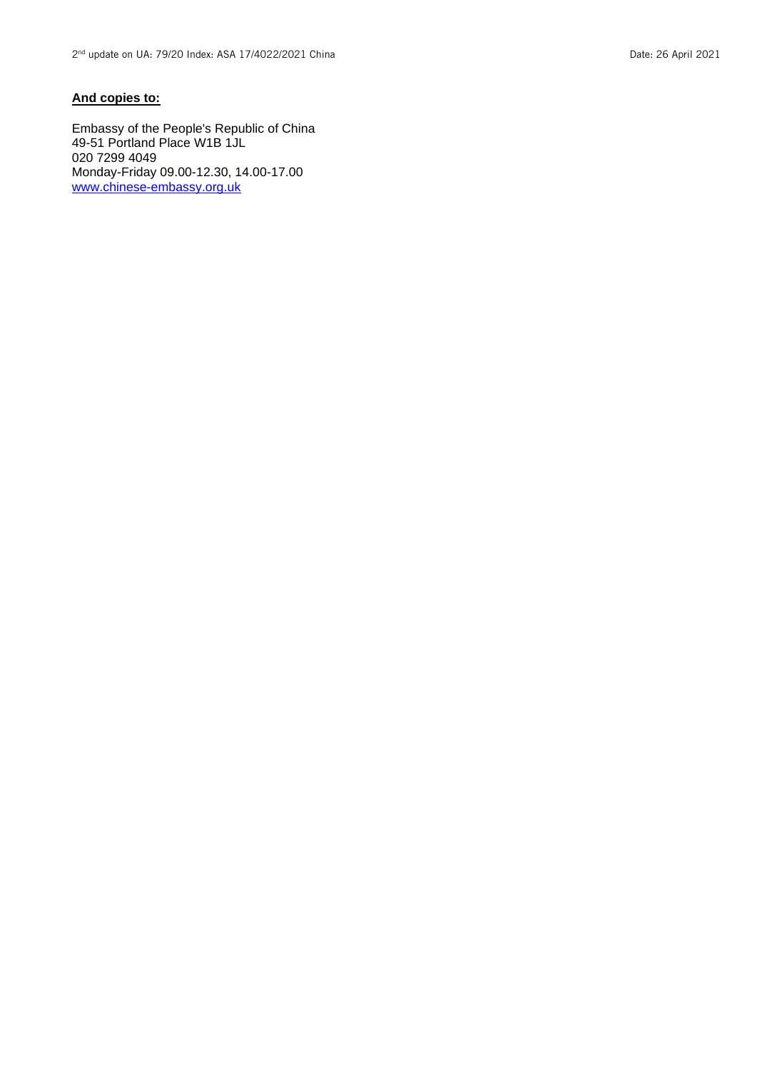**And copies to:**

Embassy of the People's Republic of China
49-51 Portland Place W1B 1JL
020 7299 4049
Monday-Friday 09.00-12.30, 14.00-17.00
www.chinese-embassy.org.uk